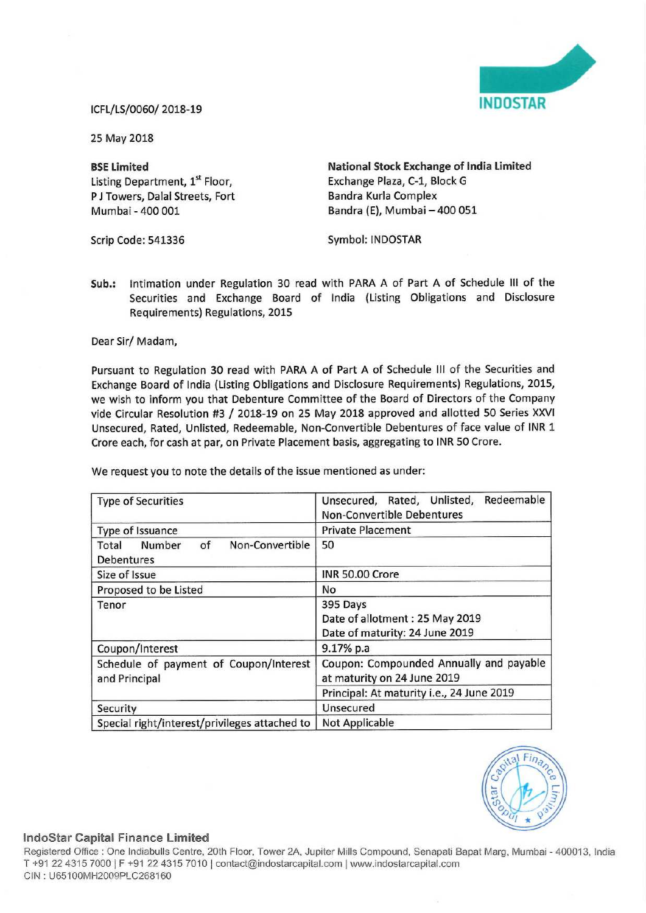ICFL/LS/0060/ 2018-19

25 May 2018

**BSE Limited**
Listing Department, 1st Floor,
P J Towers, Dalal Streets, Fort
Mumbai - 400 001

Scrip Code: 541336

**National Stock Exchange of India Limited**
Exchange Plaza, C-1, Block G
Bandra Kurla Complex
Bandra (E), Mumbai – 400 051

Symbol: INDOSTAR

**Sub.:** Intimation under Regulation 30 read with PARA A of Part A of Schedule III of the Securities and Exchange Board of India (Listing Obligations and Disclosure Requirements) Regulations, 2015

Dear Sir/ Madam,

Pursuant to Regulation 30 read with PARA A of Part A of Schedule III of the Securities and Exchange Board of India (Listing Obligations and Disclosure Requirements) Regulations, 2015, we wish to inform you that Debenture Committee of the Board of Directors of the Company vide Circular Resolution #3 / 2018-19 on 25 May 2018 approved and allotted 50 Series XXVI Unsecured, Rated, Unlisted, Redeemable, Non-Convertible Debentures of face value of INR 1 Crore each, for cash at par, on Private Placement basis, aggregating to INR 50 Crore.

We request you to note the details of the issue mentioned as under:

| Type of Securities | Unsecured, Rated, Unlisted, Redeemable Non-Convertible Debentures |
|---|---|
| Type of Issuance | Private Placement |
| Total Number of Non-Convertible Debentures | 50 |
| Size of Issue | INR 50.00 Crore |
| Proposed to be Listed | No |
| Tenor | 395 Days<br>Date of allotment : 25 May 2019<br>Date of maturity: 24 June 2019 |
| Coupon/Interest | 9.17% p.a |
| Schedule of payment of Coupon/Interest and Principal | Coupon: Compounded Annually and payable at maturity on 24 June 2019 |
| | Principal: At maturity i.e., 24 June 2019 |
| Security | Unsecured |
| Special right/interest/privileges attached to | Not Applicable |

**IndoStar Capital Finance Limited**
Registered Office : One Indiabulls Centre, 20th Floor, Tower 2A, Jupiter Mills Compound, Senapati Bapat Marg, Mumbai - 400013, India
T +91 22 4315 7000 | F +91 22 4315 7010 | contact@indostarcapital.com | www.indostarcapital.com
CIN : U65100MH2009PLC268160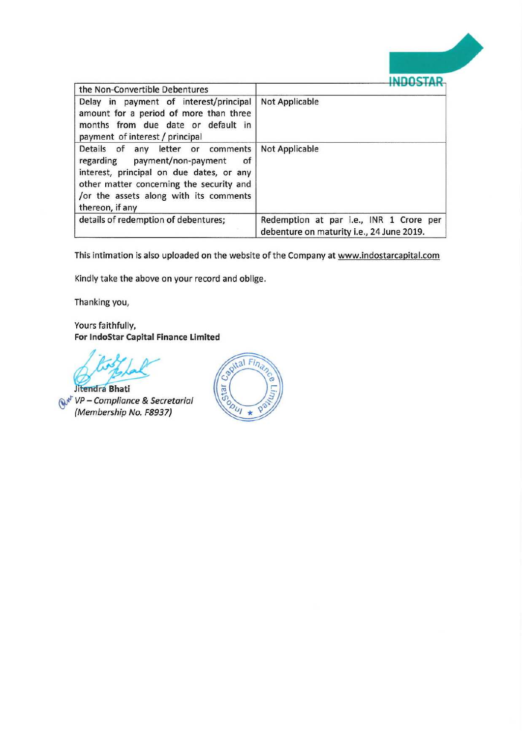| | |
|---|---|
| the Non-Convertible Debentures | |
| Delay in payment of interest/principal amount for a period of more than three months from due date or default in payment of interest / principal | Not Applicable |
| Details of any letter or comments regarding payment/non-payment of interest, principal on due dates, or any other matter concerning the security and /or the assets along with its comments thereon, if any | Not Applicable |
| details of redemption of debentures; | Redemption at par i.e., INR 1 Crore per debenture on maturity i.e., 24 June 2019. |

This intimation is also uploaded on the website of the Company at www.indostarcapital.com

Kindly take the above on your record and oblige.

Thanking you,

Yours faithfully,
**For IndoStar Capital Finance Limited**

**Jitendra Bhati**
*VP – Compliance & Secretarial*
*(Membership No. F8937)*